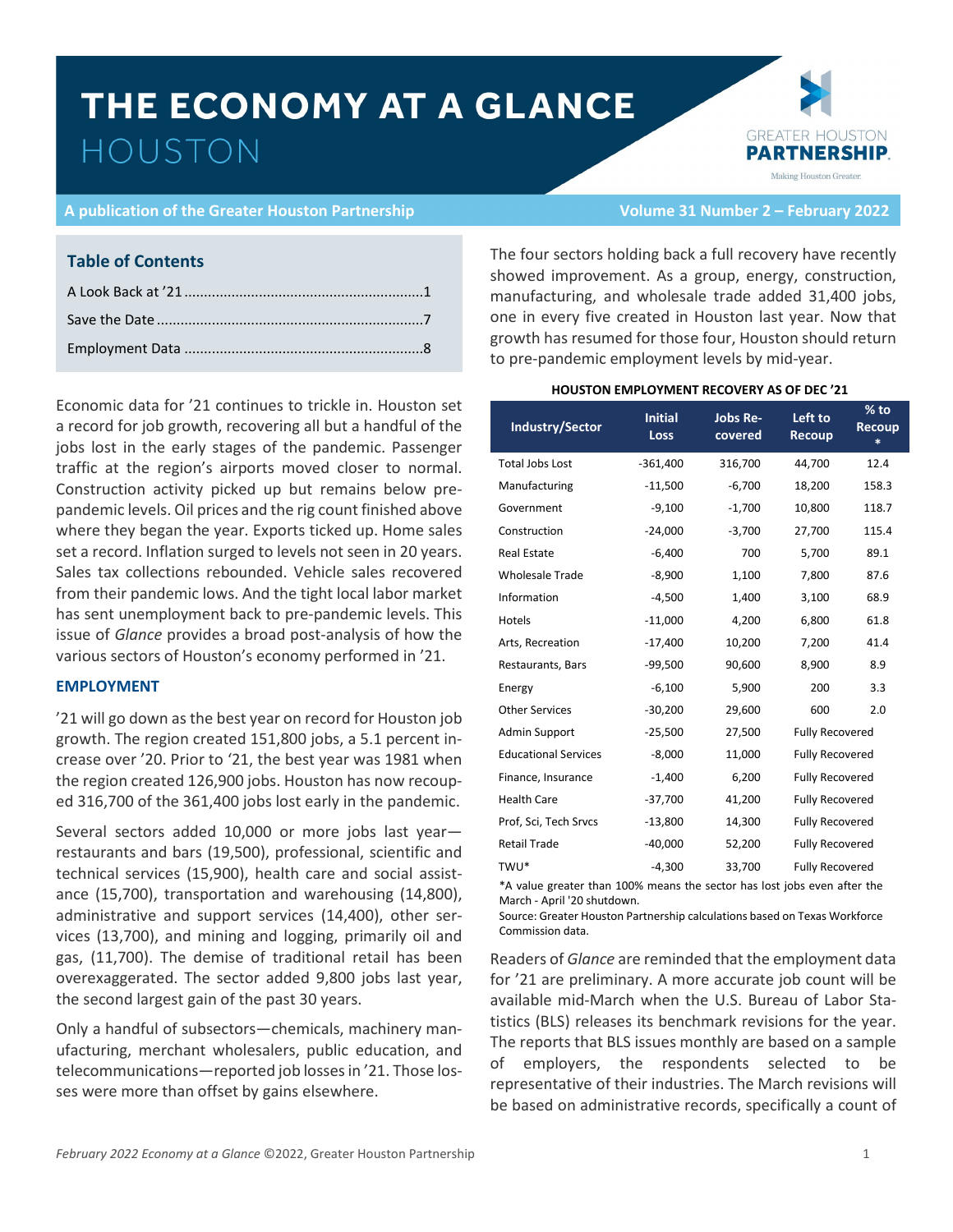# THE ECONOMY AT A GLANCE
# HOUSTON

**A publication of the Greater Houston Partnership** — **Volume 31 Number 2 – February 2022**

## Table of Contents

A Look Back at '21 ............................................................1
Save the Date ...................................................................7
Employment Data ............................................................8

Economic data for '21 continues to trickle in. Houston set a record for job growth, recovering all but a handful of the jobs lost in the early stages of the pandemic. Passenger traffic at the region's airports moved closer to normal. Construction activity picked up but remains below pre-pandemic levels. Oil prices and the rig count finished above where they began the year. Exports ticked up. Home sales set a record. Inflation surged to levels not seen in 20 years. Sales tax collections rebounded. Vehicle sales recovered from their pandemic lows. And the tight local labor market has sent unemployment back to pre-pandemic levels. This issue of *Glance* provides a broad post-analysis of how the various sectors of Houston's economy performed in '21.

### EMPLOYMENT

'21 will go down as the best year on record for Houston job growth. The region created 151,800 jobs, a 5.1 percent increase over '20. Prior to '21, the best year was 1981 when the region created 126,900 jobs. Houston has now recouped 316,700 of the 361,400 jobs lost early in the pandemic.

Several sectors added 10,000 or more jobs last year—restaurants and bars (19,500), professional, scientific and technical services (15,900), health care and social assistance (15,700), transportation and warehousing (14,800), administrative and support services (14,400), other services (13,700), and mining and logging, primarily oil and gas, (11,700). The demise of traditional retail has been overexaggerated. The sector added 9,800 jobs last year, the second largest gain of the past 30 years.

Only a handful of subsectors—chemicals, machinery manufacturing, merchant wholesalers, public education, and telecommunications—reported job losses in '21. Those losses were more than offset by gains elsewhere.

The four sectors holding back a full recovery have recently showed improvement. As a group, energy, construction, manufacturing, and wholesale trade added 31,400 jobs, one in every five created in Houston last year. Now that growth has resumed for those four, Houston should return to pre-pandemic employment levels by mid-year.

**HOUSTON EMPLOYMENT RECOVERY AS OF DEC '21**

| Industry/Sector | Initial Loss | Jobs Re-covered | Left to Recoup | % to Recoup * |
|---|---|---|---|---|
| Total Jobs Lost | -361,400 | 316,700 | 44,700 | 12.4 |
| Manufacturing | -11,500 | -6,700 | 18,200 | 158.3 |
| Government | -9,100 | -1,700 | 10,800 | 118.7 |
| Construction | -24,000 | -3,700 | 27,700 | 115.4 |
| Real Estate | -6,400 | 700 | 5,700 | 89.1 |
| Wholesale Trade | -8,900 | 1,100 | 7,800 | 87.6 |
| Information | -4,500 | 1,400 | 3,100 | 68.9 |
| Hotels | -11,000 | 4,200 | 6,800 | 61.8 |
| Arts, Recreation | -17,400 | 10,200 | 7,200 | 41.4 |
| Restaurants, Bars | -99,500 | 90,600 | 8,900 | 8.9 |
| Energy | -6,100 | 5,900 | 200 | 3.3 |
| Other Services | -30,200 | 29,600 | 600 | 2.0 |
| Admin Support | -25,500 | 27,500 | Fully Recovered | |
| Educational Services | -8,000 | 11,000 | Fully Recovered | |
| Finance, Insurance | -1,400 | 6,200 | Fully Recovered | |
| Health Care | -37,700 | 41,200 | Fully Recovered | |
| Prof, Sci, Tech Srvcs | -13,800 | 14,300 | Fully Recovered | |
| Retail Trade | -40,000 | 52,200 | Fully Recovered | |
| TWU* | -4,300 | 33,700 | Fully Recovered | |

*A value greater than 100% means the sector has lost jobs even after the March - April '20 shutdown.
Source: Greater Houston Partnership calculations based on Texas Workforce Commission data.

Readers of *Glance* are reminded that the employment data for '21 are preliminary. A more accurate job count will be available mid-March when the U.S. Bureau of Labor Statistics (BLS) releases its benchmark revisions for the year. The reports that BLS issues monthly are based on a sample of employers, the respondents selected to be representative of their industries. The March revisions will be based on administrative records, specifically a count of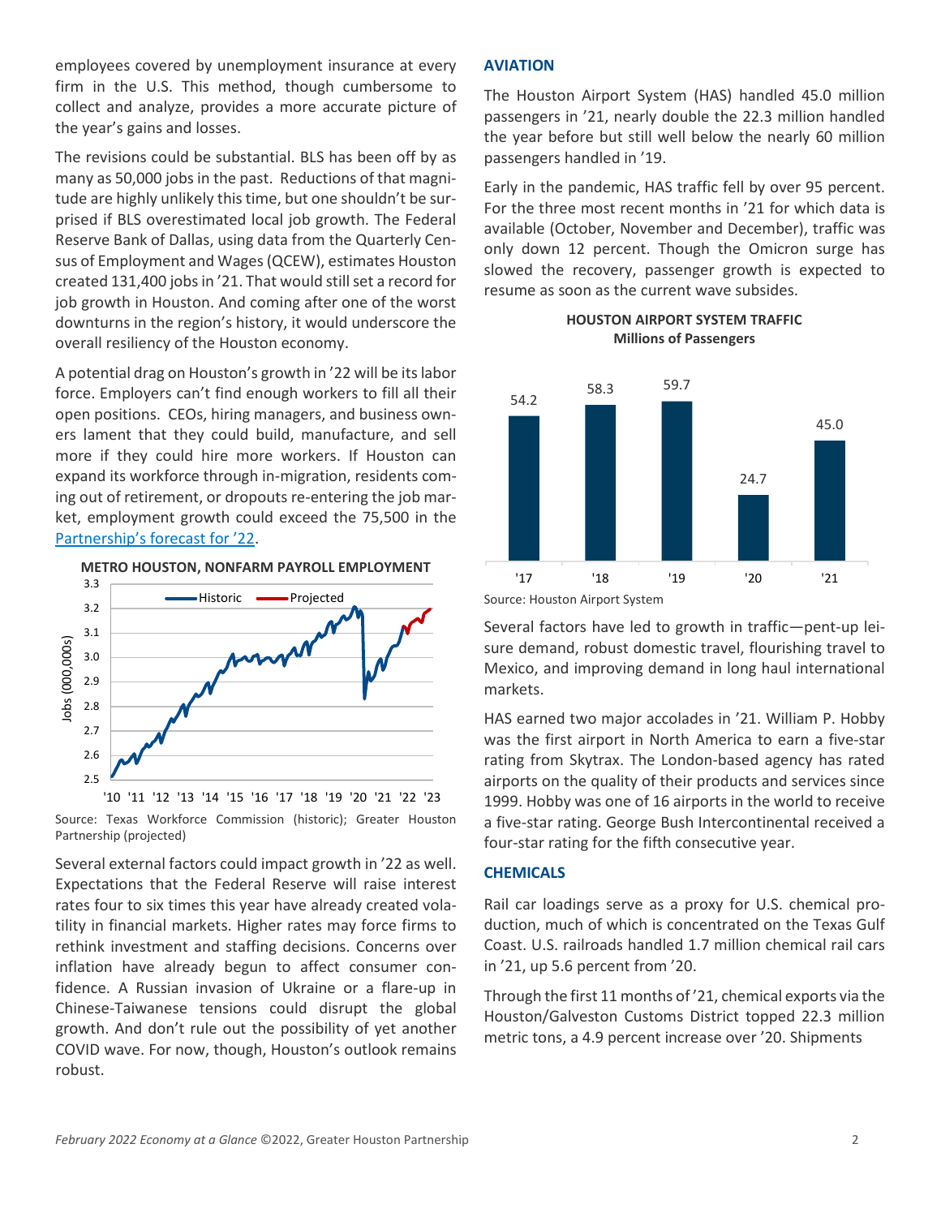employees covered by unemployment insurance at every firm in the U.S. This method, though cumbersome to collect and analyze, provides a more accurate picture of the year's gains and losses.

The revisions could be substantial. BLS has been off by as many as 50,000 jobs in the past. Reductions of that magnitude are highly unlikely this time, but one shouldn't be surprised if BLS overestimated local job growth. The Federal Reserve Bank of Dallas, using data from the Quarterly Census of Employment and Wages (QCEW), estimates Houston created 131,400 jobs in '21. That would still set a record for job growth in Houston. And coming after one of the worst downturns in the region's history, it would underscore the overall resiliency of the Houston economy.

A potential drag on Houston's growth in '22 will be its labor force. Employers can't find enough workers to fill all their open positions. CEOs, hiring managers, and business owners lament that they could build, manufacture, and sell more if they could hire more workers. If Houston can expand its workforce through in-migration, residents coming out of retirement, or dropouts re-entering the job market, employment growth could exceed the 75,500 in the [Partnership's forecast for '22](#).

**METRO HOUSTON, NONFARM PAYROLL EMPLOYMENT**

Historic
Projected

Jobs (000,000s)

3.3
3.2
3.1
3.0
2.9
2.8
2.7
2.6
2.5

'10 '11 '12 '13 '14 '15 '16 '17 '18 '19 '20 '21 '22 '23

Source: Texas Workforce Commission (historic); Greater Houston Partnership (projected)

Several external factors could impact growth in '22 as well. Expectations that the Federal Reserve will raise interest rates four to six times this year have already created volatility in financial markets. Higher rates may force firms to rethink investment and staffing decisions. Concerns over inflation have already begun to affect consumer confidence. A Russian invasion of Ukraine or a flare-up in Chinese-Taiwanese tensions could disrupt the global growth. And don't rule out the possibility of yet another COVID wave. For now, though, Houston's outlook remains robust.

## AVIATION

The Houston Airport System (HAS) handled 45.0 million passengers in '21, nearly double the 22.3 million handled the year before but still well below the nearly 60 million passengers handled in '19.

Early in the pandemic, HAS traffic fell by over 95 percent. For the three most recent months in '21 for which data is available (October, November and December), traffic was only down 12 percent. Though the Omicron surge has slowed the recovery, passenger growth is expected to resume as soon as the current wave subsides.

**HOUSTON AIRPORT SYSTEM TRAFFIC**
**Millions of Passengers**

54.2
58.3
59.7
24.7
45.0

'17 '18 '19 '20 '21

Source: Houston Airport System

Several factors have led to growth in traffic—pent-up leisure demand, robust domestic travel, flourishing travel to Mexico, and improving demand in long haul international markets.

HAS earned two major accolades in '21. William P. Hobby was the first airport in North America to earn a five-star rating from Skytrax. The London-based agency has rated airports on the quality of their products and services since 1999. Hobby was one of 16 airports in the world to receive a five-star rating. George Bush Intercontinental received a four-star rating for the fifth consecutive year.

## CHEMICALS

Rail car loadings serve as a proxy for U.S. chemical production, much of which is concentrated on the Texas Gulf Coast. U.S. railroads handled 1.7 million chemical rail cars in '21, up 5.6 percent from '20.

Through the first 11 months of '21, chemical exports via the Houston/Galveston Customs District topped 22.3 million metric tons, a 4.9 percent increase over '20. Shipments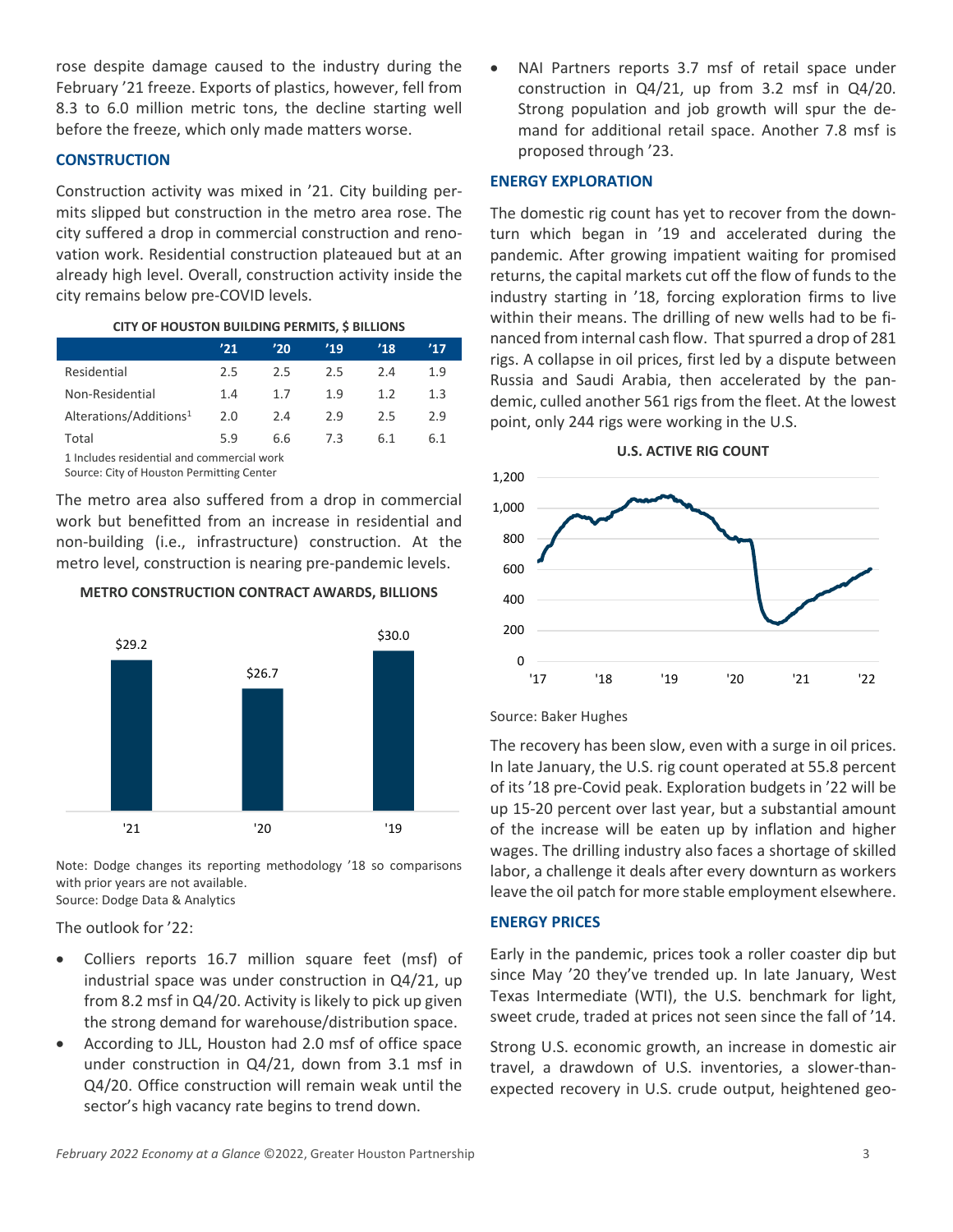rose despite damage caused to the industry during the February '21 freeze. Exports of plastics, however, fell from 8.3 to 6.0 million metric tons, the decline starting well before the freeze, which only made matters worse.

## CONSTRUCTION

Construction activity was mixed in '21. City building permits slipped but construction in the metro area rose. The city suffered a drop in commercial construction and renovation work. Residential construction plateaued but at an already high level. Overall, construction activity inside the city remains below pre-COVID levels.

**CITY OF HOUSTON BUILDING PERMITS, $ BILLIONS**

| | '21 | '20 | '19 | '18 | '17 |
|---|---|---|---|---|---|
| Residential | 2.5 | 2.5 | 2.5 | 2.4 | 1.9 |
| Non-Residential | 1.4 | 1.7 | 1.9 | 1.2 | 1.3 |
| Alterations/Additions[1] | 2.0 | 2.4 | 2.9 | 2.5 | 2.9 |
| Total | 5.9 | 6.6 | 7.3 | 6.1 | 6.1 |

1 Includes residential and commercial work
Source: City of Houston Permitting Center

The metro area also suffered from a drop in commercial work but benefitted from an increase in residential and non-building (i.e., infrastructure) construction. At the metro level, construction is nearing pre-pandemic levels.

**METRO CONSTRUCTION CONTRACT AWARDS, BILLIONS**

$29.2
$26.7
$30.0
'21
'20
'19

Note: Dodge changes its reporting methodology '18 so comparisons with prior years are not available.
Source: Dodge Data & Analytics

The outlook for '22:

- Colliers reports 16.7 million square feet (msf) of industrial space was under construction in Q4/21, up from 8.2 msf in Q4/20. Activity is likely to pick up given the strong demand for warehouse/distribution space.
- According to JLL, Houston had 2.0 msf of office space under construction in Q4/21, down from 3.1 msf in Q4/20. Office construction will remain weak until the sector's high vacancy rate begins to trend down.
- NAI Partners reports 3.7 msf of retail space under construction in Q4/21, up from 3.2 msf in Q4/20. Strong population and job growth will spur the demand for additional retail space. Another 7.8 msf is proposed through '23.

## ENERGY EXPLORATION

The domestic rig count has yet to recover from the downturn which began in '19 and accelerated during the pandemic. After growing impatient waiting for promised returns, the capital markets cut off the flow of funds to the industry starting in '18, forcing exploration firms to live within their means. The drilling of new wells had to be financed from internal cash flow. That spurred a drop of 281 rigs. A collapse in oil prices, first led by a dispute between Russia and Saudi Arabia, then accelerated by the pandemic, culled another 561 rigs from the fleet. At the lowest point, only 244 rigs were working in the U.S.

**U.S. ACTIVE RIG COUNT**

1,200
1,000
800
600
400
200
0
'17
'18
'19
'20
'21
'22

Source: Baker Hughes

The recovery has been slow, even with a surge in oil prices. In late January, the U.S. rig count operated at 55.8 percent of its '18 pre-Covid peak. Exploration budgets in '22 will be up 15-20 percent over last year, but a substantial amount of the increase will be eaten up by inflation and higher wages. The drilling industry also faces a shortage of skilled labor, a challenge it deals after every downturn as workers leave the oil patch for more stable employment elsewhere.

## ENERGY PRICES

Early in the pandemic, prices took a roller coaster dip but since May '20 they've trended up. In late January, West Texas Intermediate (WTI), the U.S. benchmark for light, sweet crude, traded at prices not seen since the fall of '14.

Strong U.S. economic growth, an increase in domestic air travel, a drawdown of U.S. inventories, a slower-than-expected recovery in U.S. crude output, heightened geo-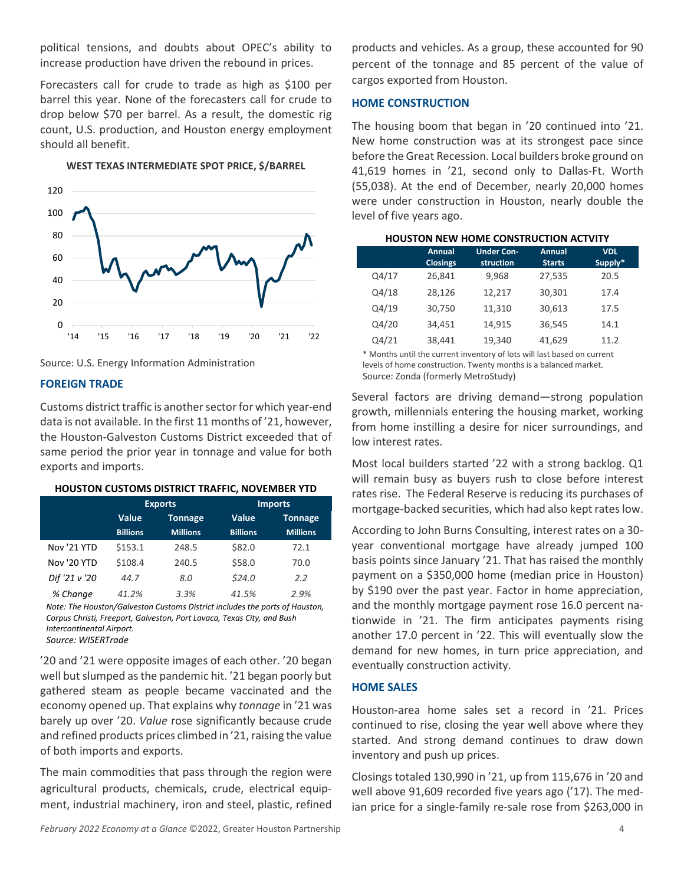political tensions, and doubts about OPEC's ability to increase production have driven the rebound in prices.

Forecasters call for crude to trade as high as $100 per barrel this year. None of the forecasters call for crude to drop below $70 per barrel. As a result, the domestic rig count, U.S. production, and Houston energy employment should all benefit.

**WEST TEXAS INTERMEDIATE SPOT PRICE, $/BARREL**

120
100
80
60
40
20
0
'14 '15 '16 '17 '18 '19 '20 '21 '22

Source: U.S. Energy Information Administration

## FOREIGN TRADE

Customs district traffic is another sector for which year-end data is not available. In the first 11 months of '21, however, the Houston-Galveston Customs District exceeded that of same period the prior year in tonnage and value for both exports and imports.

**HOUSTON CUSTOMS DISTRICT TRAFFIC, NOVEMBER YTD**

| | Exports | | Imports | |
|---|---|---|---|---|
| | Value Billions | Tonnage Millions | Value Billions | Tonnage Millions |
| Nov '21 YTD | $153.1 | 248.5 | $82.0 | 72.1 |
| Nov '20 YTD | $108.4 | 240.5 | $58.0 | 70.0 |
| *Dif '21 v '20* | *44.7* | *8.0* | *$24.0* | *2.2* |
| *% Change* | *41.2%* | *3.3%* | *41.5%* | *2.9%* |

*Note: The Houston/Galveston Customs District includes the ports of Houston, Corpus Christi, Freeport, Galveston, Port Lavaca, Texas City, and Bush Intercontinental Airport.*
*Source: WISERTrade*

'20 and '21 were opposite images of each other. '20 began well but slumped as the pandemic hit. '21 began poorly but gathered steam as people became vaccinated and the economy opened up. That explains why *tonnage* in '21 was barely up over '20. *Value* rose significantly because crude and refined products prices climbed in '21, raising the value of both imports and exports.

The main commodities that pass through the region were agricultural products, chemicals, crude, electrical equipment, industrial machinery, iron and steel, plastic, refined products and vehicles. As a group, these accounted for 90 percent of the tonnage and 85 percent of the value of cargos exported from Houston.

## HOME CONSTRUCTION

The housing boom that began in '20 continued into '21. New home construction was at its strongest pace since before the Great Recession. Local builders broke ground on 41,619 homes in '21, second only to Dallas-Ft. Worth (55,038). At the end of December, nearly 20,000 homes were under construction in Houston, nearly double the level of five years ago.

**HOUSTON NEW HOME CONSTRUCTION ACTVITY**

| | Annual Closings | Under Construction | Annual Starts | VDL Supply* |
|---|---|---|---|---|
| Q4/17 | 26,841 | 9,968 | 27,535 | 20.5 |
| Q4/18 | 28,126 | 12,217 | 30,301 | 17.4 |
| Q4/19 | 30,750 | 11,310 | 30,613 | 17.5 |
| Q4/20 | 34,451 | 14,915 | 36,545 | 14.1 |
| Q4/21 | 38,441 | 19,340 | 41,629 | 11.2 |

\* Months until the current inventory of lots will last based on current levels of home construction. Twenty months is a balanced market.
Source: Zonda (formerly MetroStudy)

Several factors are driving demand—strong population growth, millennials entering the housing market, working from home instilling a desire for nicer surroundings, and low interest rates.

Most local builders started '22 with a strong backlog. Q1 will remain busy as buyers rush to close before interest rates rise. The Federal Reserve is reducing its purchases of mortgage-backed securities, which had also kept rates low.

According to John Burns Consulting, interest rates on a 30-year conventional mortgage have already jumped 100 basis points since January '21. That has raised the monthly payment on a $350,000 home (median price in Houston) by $190 over the past year. Factor in home appreciation, and the monthly mortgage payment rose 16.0 percent nationwide in '21. The firm anticipates payments rising another 17.0 percent in '22. This will eventually slow the demand for new homes, in turn price appreciation, and eventually construction activity.

## HOME SALES

Houston-area home sales set a record in '21. Prices continued to rise, closing the year well above where they started. And strong demand continues to draw down inventory and push up prices.

Closings totaled 130,990 in '21, up from 115,676 in '20 and well above 91,609 recorded five years ago ('17). The median price for a single-family re-sale rose from $263,000 in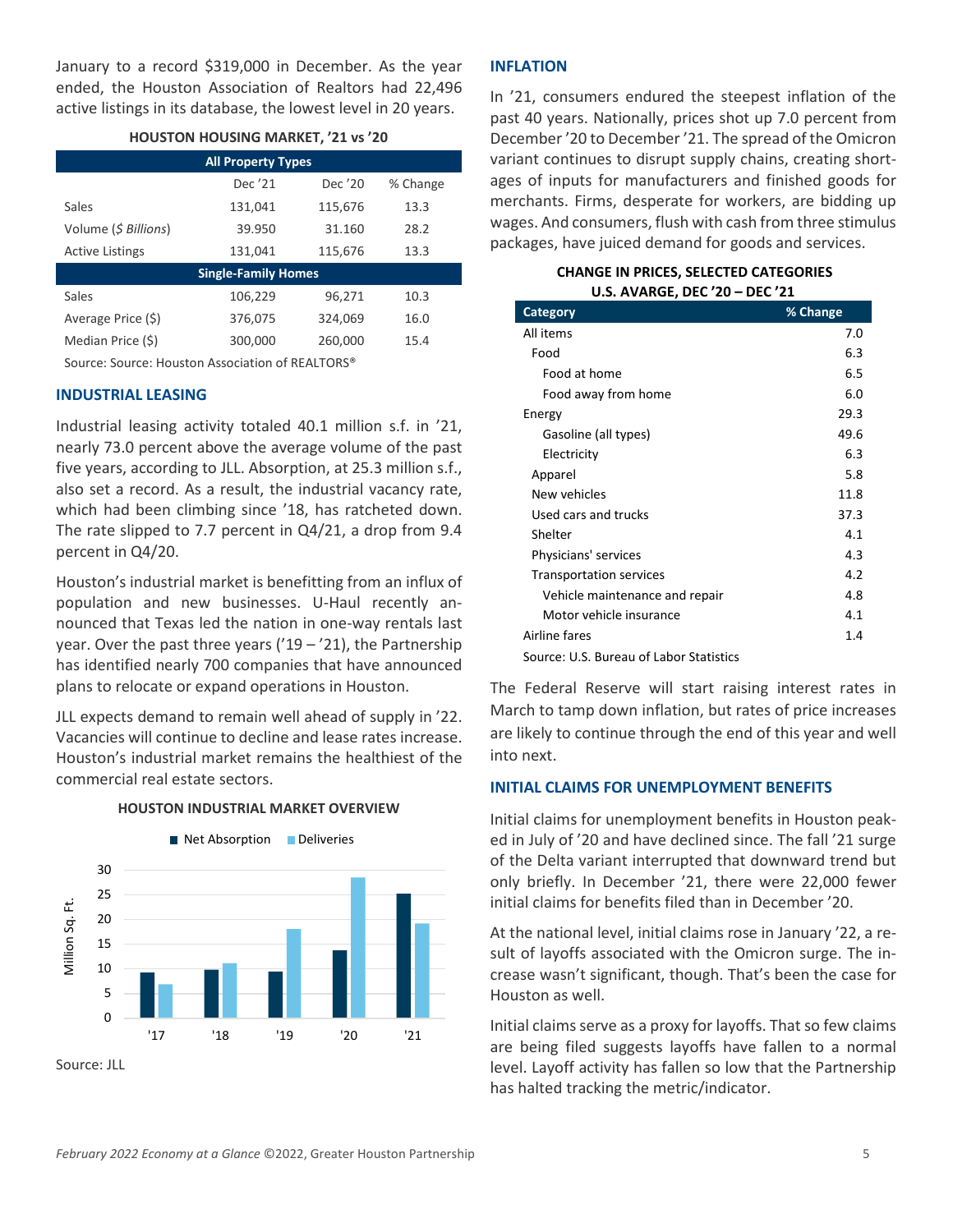January to a record $319,000 in December. As the year ended, the Houston Association of Realtors had 22,496 active listings in its database, the lowest level in 20 years.

**HOUSTON HOUSING MARKET, '21 vs '20**

| | Dec '21 | Dec '20 | % Change |
|---|---|---|---|
| **All Property Types** | | | |
| Sales | 131,041 | 115,676 | 13.3 |
| Volume (*$ Billions*) | 39.950 | 31.160 | 28.2 |
| Active Listings | 131,041 | 115,676 | 13.3 |
| **Single-Family Homes** | | | |
| Sales | 106,229 | 96,271 | 10.3 |
| Average Price ($) | 376,075 | 324,069 | 16.0 |
| Median Price ($) | 300,000 | 260,000 | 15.4 |

Source: Source: Houston Association of REALTORS®

## INDUSTRIAL LEASING

Industrial leasing activity totaled 40.1 million s.f. in '21, nearly 73.0 percent above the average volume of the past five years, according to JLL. Absorption, at 25.3 million s.f., also set a record. As a result, the industrial vacancy rate, which had been climbing since '18, has ratcheted down. The rate slipped to 7.7 percent in Q4/21, a drop from 9.4 percent in Q4/20.

Houston's industrial market is benefitting from an influx of population and new businesses. U-Haul recently announced that Texas led the nation in one-way rentals last year. Over the past three years ('19 – '21), the Partnership has identified nearly 700 companies that have announced plans to relocate or expand operations in Houston.

JLL expects demand to remain well ahead of supply in '22. Vacancies will continue to decline and lease rates increase. Houston's industrial market remains the healthiest of the commercial real estate sectors.

**HOUSTON INDUSTRIAL MARKET OVERVIEW**

Net Absorption
Deliveries

Million Sq. Ft.

30
25
20
15
10
5
0

'17
'18
'19
'20
'21

Source: JLL

## INFLATION

In '21, consumers endured the steepest inflation of the past 40 years. Nationally, prices shot up 7.0 percent from December '20 to December '21. The spread of the Omicron variant continues to disrupt supply chains, creating shortages of inputs for manufacturers and finished goods for merchants. Firms, desperate for workers, are bidding up wages. And consumers, flush with cash from three stimulus packages, have juiced demand for goods and services.

**CHANGE IN PRICES, SELECTED CATEGORIES**
**U.S. AVARGE, DEC '20 – DEC '21**

| Category | % Change |
|---|---|
| All items | 7.0 |
| Food | 6.3 |
| Food at home | 6.5 |
| Food away from home | 6.0 |
| Energy | 29.3 |
| Gasoline (all types) | 49.6 |
| Electricity | 6.3 |
| Apparel | 5.8 |
| New vehicles | 11.8 |
| Used cars and trucks | 37.3 |
| Shelter | 4.1 |
| Physicians' services | 4.3 |
| Transportation services | 4.2 |
| Vehicle maintenance and repair | 4.8 |
| Motor vehicle insurance | 4.1 |
| Airline fares | 1.4 |

Source: U.S. Bureau of Labor Statistics

The Federal Reserve will start raising interest rates in March to tamp down inflation, but rates of price increases are likely to continue through the end of this year and well into next.

## INITIAL CLAIMS FOR UNEMPLOYMENT BENEFITS

Initial claims for unemployment benefits in Houston peaked in July of '20 and have declined since. The fall '21 surge of the Delta variant interrupted that downward trend but only briefly. In December '21, there were 22,000 fewer initial claims for benefits filed than in December '20.

At the national level, initial claims rose in January '22, a result of layoffs associated with the Omicron surge. The increase wasn't significant, though. That's been the case for Houston as well.

Initial claims serve as a proxy for layoffs. That so few claims are being filed suggests layoffs have fallen to a normal level. Layoff activity has fallen so low that the Partnership has halted tracking the metric/indicator.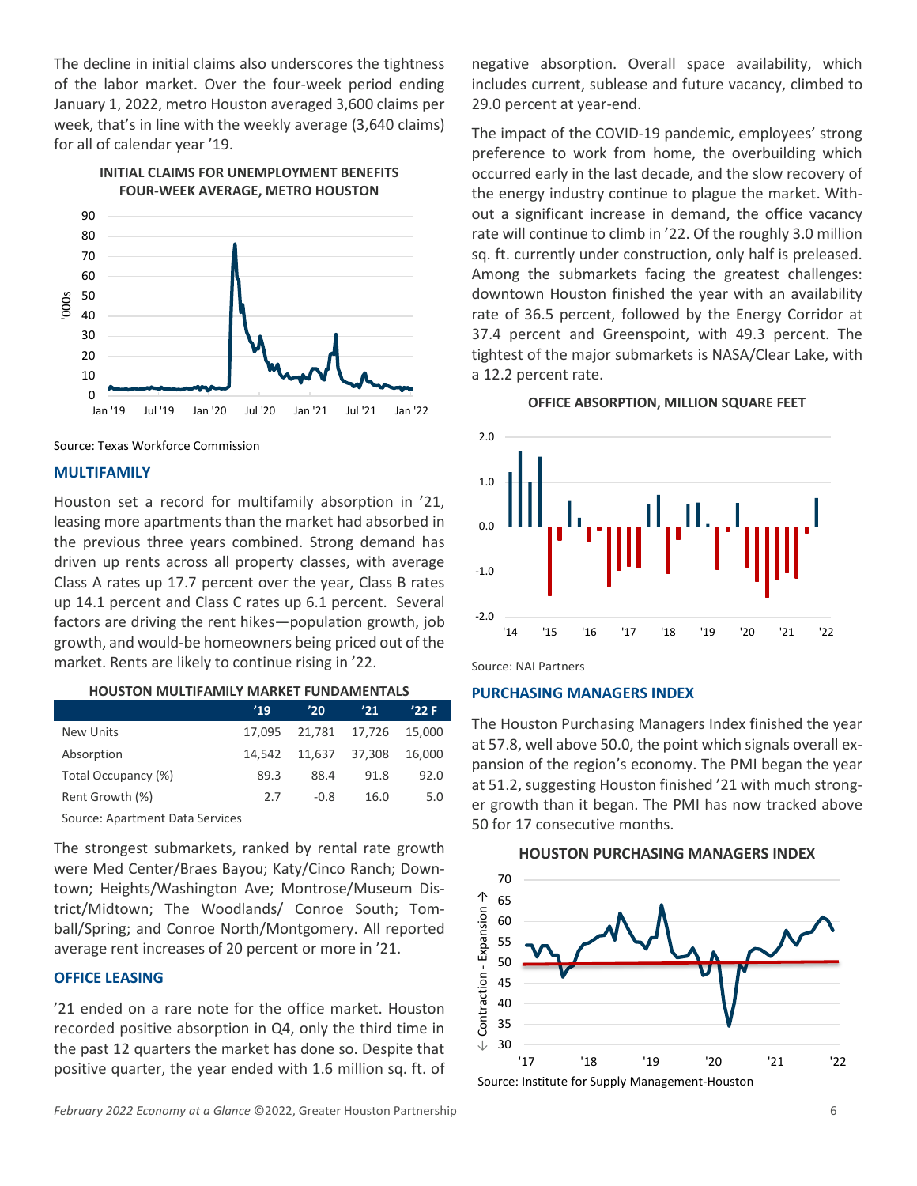The decline in initial claims also underscores the tightness of the labor market. Over the four-week period ending January 1, 2022, metro Houston averaged 3,600 claims per week, that's in line with the weekly average (3,640 claims) for all of calendar year '19.

**INITIAL CLAIMS FOR UNEMPLOYMENT BENEFITS FOUR-WEEK AVERAGE, METRO HOUSTON**

'000s

90
80
70
60
50
40
30
20
10
0

Jan '19 Jul '19 Jan '20 Jul '20 Jan '21 Jul '21 Jan '22

Source: Texas Workforce Commission

## MULTIFAMILY

Houston set a record for multifamily absorption in '21, leasing more apartments than the market had absorbed in the previous three years combined. Strong demand has driven up rents across all property classes, with average Class A rates up 17.7 percent over the year, Class B rates up 14.1 percent and Class C rates up 6.1 percent. Several factors are driving the rent hikes—population growth, job growth, and would-be homeowners being priced out of the market. Rents are likely to continue rising in '22.

**HOUSTON MULTIFAMILY MARKET FUNDAMENTALS**

| | '19 | '20 | '21 | '22 F |
|---|---|---|---|---|
| New Units | 17,095 | 21,781 | 17,726 | 15,000 |
| Absorption | 14,542 | 11,637 | 37,308 | 16,000 |
| Total Occupancy (%) | 89.3 | 88.4 | 91.8 | 92.0 |
| Rent Growth (%) | 2.7 | -0.8 | 16.0 | 5.0 |

Source: Apartment Data Services

The strongest submarkets, ranked by rental rate growth were Med Center/Braes Bayou; Katy/Cinco Ranch; Downtown; Heights/Washington Ave; Montrose/Museum District/Midtown; The Woodlands/ Conroe South; Tomball/Spring; and Conroe North/Montgomery. All reported average rent increases of 20 percent or more in '21.

## OFFICE LEASING

'21 ended on a rare note for the office market. Houston recorded positive absorption in Q4, only the third time in the past 12 quarters the market has done so. Despite that positive quarter, the year ended with 1.6 million sq. ft. of negative absorption. Overall space availability, which includes current, sublease and future vacancy, climbed to 29.0 percent at year-end.

The impact of the COVID-19 pandemic, employees' strong preference to work from home, the overbuilding which occurred early in the last decade, and the slow recovery of the energy industry continue to plague the market. Without a significant increase in demand, the office vacancy rate will continue to climb in '22. Of the roughly 3.0 million sq. ft. currently under construction, only half is preleased. Among the submarkets facing the greatest challenges: downtown Houston finished the year with an availability rate of 36.5 percent, followed by the Energy Corridor at 37.4 percent and Greenspoint, with 49.3 percent. The tightest of the major submarkets is NASA/Clear Lake, with a 12.2 percent rate.

**OFFICE ABSORPTION, MILLION SQUARE FEET**

2.0
1.0
0.0
-1.0
-2.0

'14 '15 '16 '17 '18 '19 '20 '21 '22

Source: NAI Partners

## PURCHASING MANAGERS INDEX

The Houston Purchasing Managers Index finished the year at 57.8, well above 50.0, the point which signals overall expansion of the region's economy. The PMI began the year at 51.2, suggesting Houston finished '21 with much stronger growth than it began. The PMI has now tracked above 50 for 17 consecutive months.

**HOUSTON PURCHASING MANAGERS INDEX**

↓ Contraction - Expansion ↑

70
65
60
55
50
45
40
35
30

'17 '18 '19 '20 '21 '22

Source: Institute for Supply Management-Houston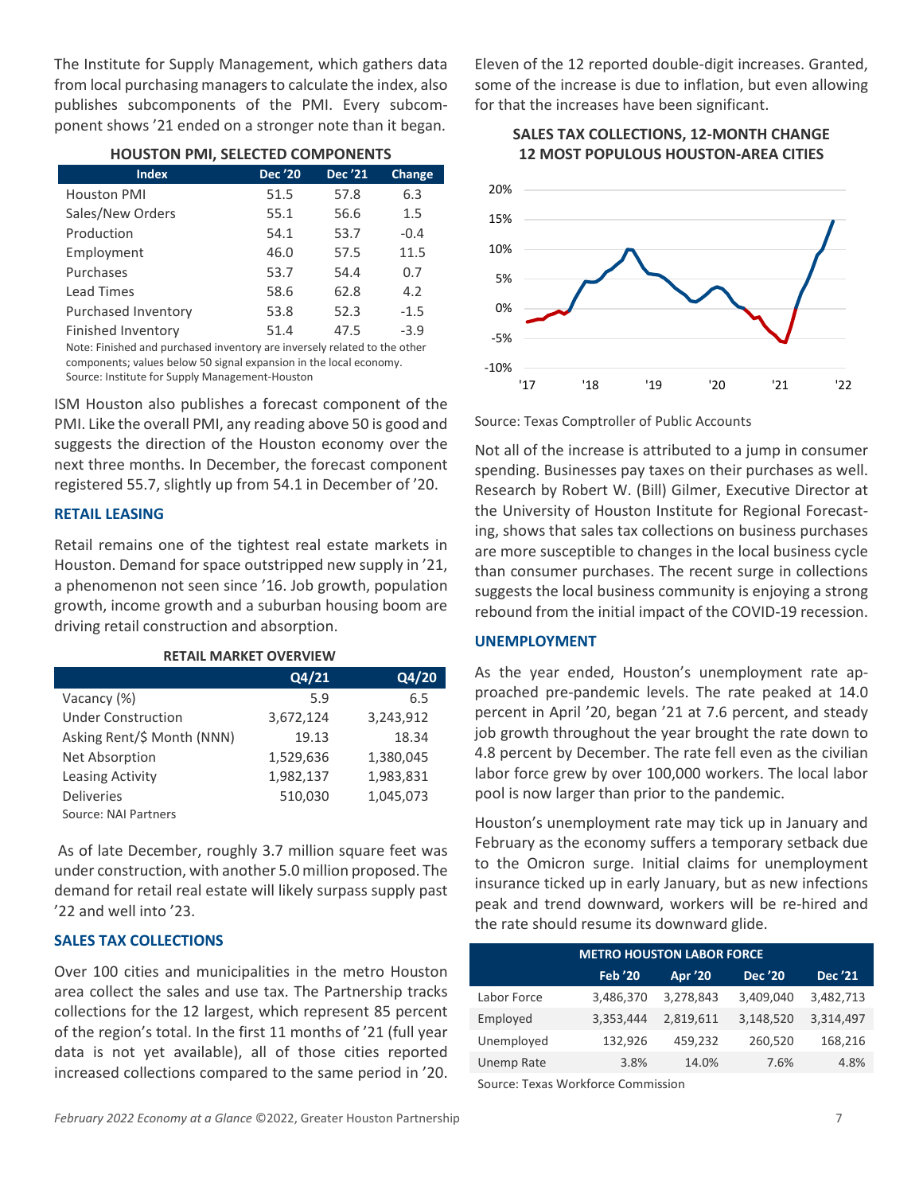The Institute for Supply Management, which gathers data from local purchasing managers to calculate the index, also publishes subcomponents of the PMI. Every subcomponent shows '21 ended on a stronger note than it began.

**HOUSTON PMI, SELECTED COMPONENTS**

| Index | Dec '20 | Dec '21 | Change |
|---|---|---|---|
| Houston PMI | 51.5 | 57.8 | 6.3 |
| Sales/New Orders | 55.1 | 56.6 | 1.5 |
| Production | 54.1 | 53.7 | -0.4 |
| Employment | 46.0 | 57.5 | 11.5 |
| Purchases | 53.7 | 54.4 | 0.7 |
| Lead Times | 58.6 | 62.8 | 4.2 |
| Purchased Inventory | 53.8 | 52.3 | -1.5 |
| Finished Inventory | 51.4 | 47.5 | -3.9 |

Note: Finished and purchased inventory are inversely related to the other components; values below 50 signal expansion in the local economy.
Source: Institute for Supply Management-Houston

ISM Houston also publishes a forecast component of the PMI. Like the overall PMI, any reading above 50 is good and suggests the direction of the Houston economy over the next three months. In December, the forecast component registered 55.7, slightly up from 54.1 in December of '20.

## RETAIL LEASING

Retail remains one of the tightest real estate markets in Houston. Demand for space outstripped new supply in '21, a phenomenon not seen since '16. Job growth, population growth, income growth and a suburban housing boom are driving retail construction and absorption.

**RETAIL MARKET OVERVIEW**

| | Q4/21 | Q4/20 |
|---|---|---|
| Vacancy (%) | 5.9 | 6.5 |
| Under Construction | 3,672,124 | 3,243,912 |
| Asking Rent/$ Month (NNN) | 19.13 | 18.34 |
| Net Absorption | 1,529,636 | 1,380,045 |
| Leasing Activity | 1,982,137 | 1,983,831 |
| Deliveries | 510,030 | 1,045,073 |

Source: NAI Partners

As of late December, roughly 3.7 million square feet was under construction, with another 5.0 million proposed. The demand for retail real estate will likely surpass supply past '22 and well into '23.

## SALES TAX COLLECTIONS

Over 100 cities and municipalities in the metro Houston area collect the sales and use tax. The Partnership tracks collections for the 12 largest, which represent 85 percent of the region's total. In the first 11 months of '21 (full year data is not yet available), all of those cities reported increased collections compared to the same period in '20. Eleven of the 12 reported double-digit increases. Granted, some of the increase is due to inflation, but even allowing for that the increases have been significant.

**SALES TAX COLLECTIONS, 12-MONTH CHANGE**
**12 MOST POPULOUS HOUSTON-AREA CITIES**

20%
15%
10%
5%
0%
-5%
-10%
'17 '18 '19 '20 '21 '22

Source: Texas Comptroller of Public Accounts

Not all of the increase is attributed to a jump in consumer spending. Businesses pay taxes on their purchases as well. Research by Robert W. (Bill) Gilmer, Executive Director at the University of Houston Institute for Regional Forecasting, shows that sales tax collections on business purchases are more susceptible to changes in the local business cycle than consumer purchases. The recent surge in collections suggests the local business community is enjoying a strong rebound from the initial impact of the COVID-19 recession.

## UNEMPLOYMENT

As the year ended, Houston's unemployment rate approached pre-pandemic levels. The rate peaked at 14.0 percent in April '20, began '21 at 7.6 percent, and steady job growth throughout the year brought the rate down to 4.8 percent by December. The rate fell even as the civilian labor force grew by over 100,000 workers. The local labor pool is now larger than prior to the pandemic.

Houston's unemployment rate may tick up in January and February as the economy suffers a temporary setback due to the Omicron surge. Initial claims for unemployment insurance ticked up in early January, but as new infections peak and trend downward, workers will be re-hired and the rate should resume its downward glide.

**METRO HOUSTON LABOR FORCE**

| | Feb '20 | Apr '20 | Dec '20 | Dec '21 |
|---|---|---|---|---|
| Labor Force | 3,486,370 | 3,278,843 | 3,409,040 | 3,482,713 |
| Employed | 3,353,444 | 2,819,611 | 3,148,520 | 3,314,497 |
| Unemployed | 132,926 | 459,232 | 260,520 | 168,216 |
| Unemp Rate | 3.8% | 14.0% | 7.6% | 4.8% |

Source: Texas Workforce Commission

*February 2022 Economy at a Glance* ©2022, Greater Houston Partnership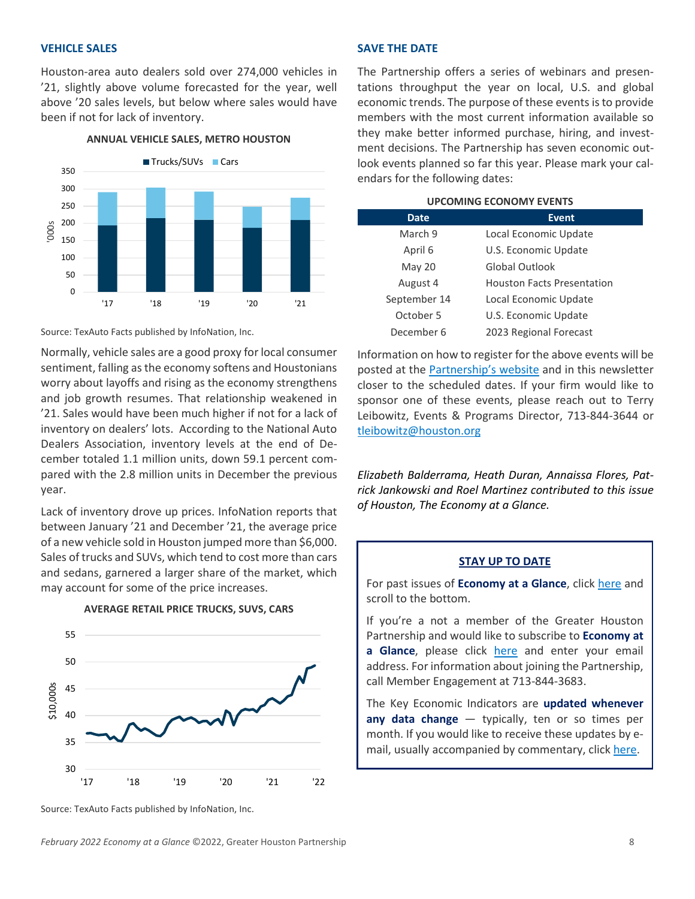## VEHICLE SALES

Houston-area auto dealers sold over 274,000 vehicles in '21, slightly above volume forecasted for the year, well above '20 sales levels, but below where sales would have been if not for lack of inventory.

**ANNUAL VEHICLE SALES, METRO HOUSTON**

Trucks/SUVs
Cars

'000s

350
300
250
200
150
100
50
0

'17 '18 '19 '20 '21

Source: TexAuto Facts published by InfoNation, Inc.

Normally, vehicle sales are a good proxy for local consumer sentiment, falling as the economy softens and Houstonians worry about layoffs and rising as the economy strengthens and job growth resumes. That relationship weakened in '21. Sales would have been much higher if not for a lack of inventory on dealers' lots. According to the National Auto Dealers Association, inventory levels at the end of December totaled 1.1 million units, down 59.1 percent compared with the 2.8 million units in December the previous year.

Lack of inventory drove up prices. InfoNation reports that between January '21 and December '21, the average price of a new vehicle sold in Houston jumped more than $6,000. Sales of trucks and SUVs, which tend to cost more than cars and sedans, garnered a larger share of the market, which may account for some of the price increases.

**AVERAGE RETAIL PRICE TRUCKS, SUVS, CARS**

$10,000s

55
50
45
40
35
30

'17 '18 '19 '20 '21 '22

Source: TexAuto Facts published by InfoNation, Inc.

## SAVE THE DATE

The Partnership offers a series of webinars and presentations throughput the year on local, U.S. and global economic trends. The purpose of these events is to provide members with the most current information available so they make better informed purchase, hiring, and investment decisions. The Partnership has seven economic outlook events planned so far this year. Please mark your calendars for the following dates:

**UPCOMING ECONOMY EVENTS**

| Date | Event |
|---|---|
| March 9 | Local Economic Update |
| April 6 | U.S. Economic Update |
| May 20 | Global Outlook |
| August 4 | Houston Facts Presentation |
| September 14 | Local Economic Update |
| October 5 | U.S. Economic Update |
| December 6 | 2023 Regional Forecast |

Information on how to register for the above events will be posted at the Partnership's website and in this newsletter closer to the scheduled dates. If your firm would like to sponsor one of these events, please reach out to Terry Leibowitz, Events & Programs Director, 713-844-3644 or tleibowitz@houston.org

*Elizabeth Balderrama, Heath Duran, Annaissa Flores, Patrick Jankowski and Roel Martinez contributed to this issue of Houston, The Economy at a Glance.*

### STAY UP TO DATE

For past issues of **Economy at a Glance**, click here and scroll to the bottom.

If you're a not a member of the Greater Houston Partnership and would like to subscribe to **Economy at a Glance**, please click here and enter your email address. For information about joining the Partnership, call Member Engagement at 713-844-3683.

The Key Economic Indicators are **updated whenever any data change** — typically, ten or so times per month. If you would like to receive these updates by e-mail, usually accompanied by commentary, click here.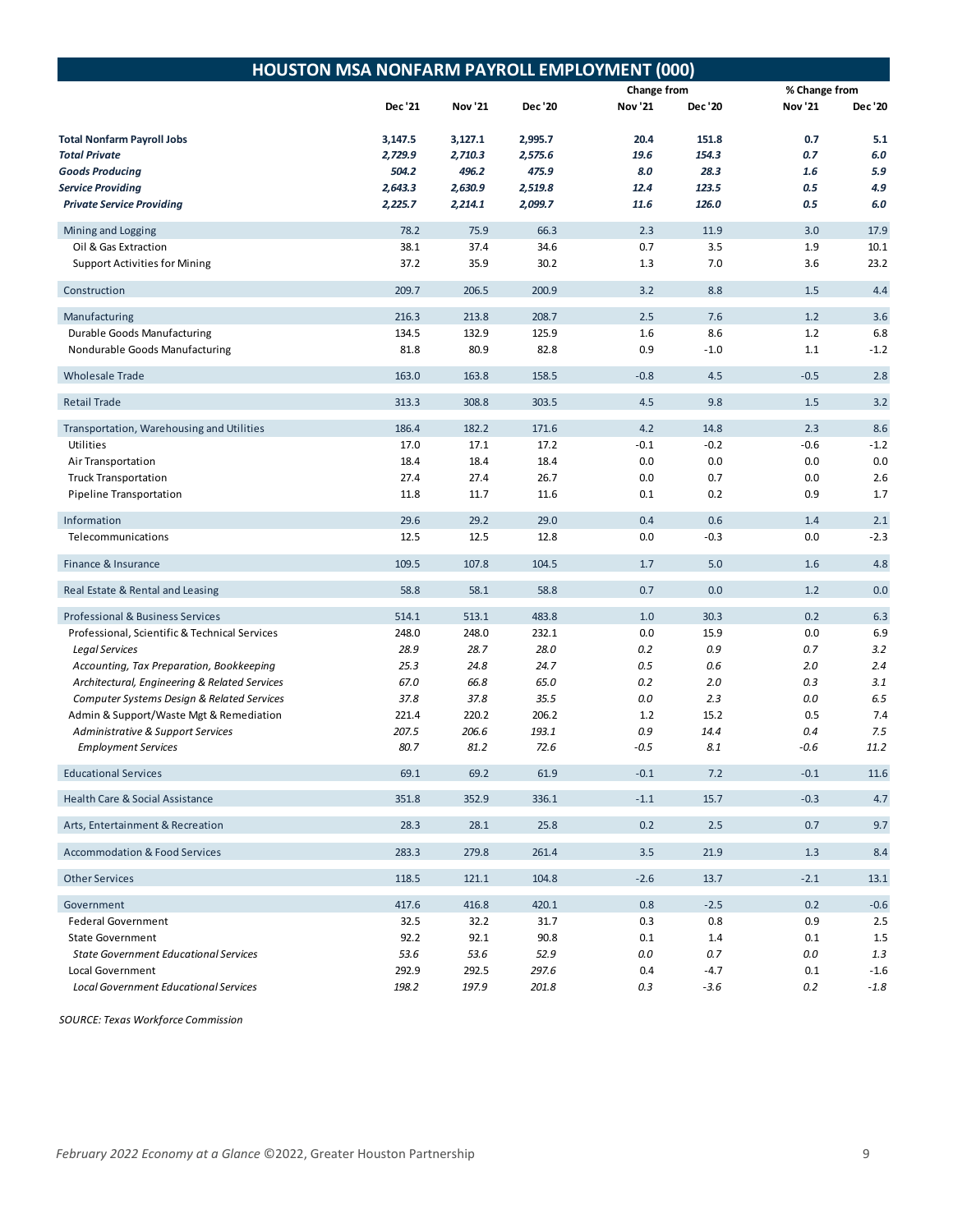# HOUSTON MSA NONFARM PAYROLL EMPLOYMENT (000)

| | Dec '21 | Nov '21 | Dec '20 | Change from Nov '21 | Change from Dec '20 | % Change from Nov '21 | % Change from Dec '20 |
|---|---|---|---|---|---|---|---|
| **Total Nonfarm Payroll Jobs** | **3,147.5** | **3,127.1** | **2,995.7** | **20.4** | **151.8** | **0.7** | **5.1** |
| ***Total Private*** | ***2,729.9*** | ***2,710.3*** | ***2,575.6*** | ***19.6*** | ***154.3*** | ***0.7*** | ***6.0*** |
| ***Goods Producing*** | ***504.2*** | ***496.2*** | ***475.9*** | ***8.0*** | ***28.3*** | ***1.6*** | ***5.9*** |
| ***Service Providing*** | ***2,643.3*** | ***2,630.9*** | ***2,519.8*** | ***12.4*** | ***123.5*** | ***0.5*** | ***4.9*** |
| ***Private Service Providing*** | ***2,225.7*** | ***2,214.1*** | ***2,099.7*** | ***11.6*** | ***126.0*** | ***0.5*** | ***6.0*** |
| Mining and Logging | 78.2 | 75.9 | 66.3 | 2.3 | 11.9 | 3.0 | 17.9 |
| Oil & Gas Extraction | 38.1 | 37.4 | 34.6 | 0.7 | 3.5 | 1.9 | 10.1 |
| Support Activities for Mining | 37.2 | 35.9 | 30.2 | 1.3 | 7.0 | 3.6 | 23.2 |
| Construction | 209.7 | 206.5 | 200.9 | 3.2 | 8.8 | 1.5 | 4.4 |
| Manufacturing | 216.3 | 213.8 | 208.7 | 2.5 | 7.6 | 1.2 | 3.6 |
| Durable Goods Manufacturing | 134.5 | 132.9 | 125.9 | 1.6 | 8.6 | 1.2 | 6.8 |
| Nondurable Goods Manufacturing | 81.8 | 80.9 | 82.8 | 0.9 | -1.0 | 1.1 | -1.2 |
| Wholesale Trade | 163.0 | 163.8 | 158.5 | -0.8 | 4.5 | -0.5 | 2.8 |
| Retail Trade | 313.3 | 308.8 | 303.5 | 4.5 | 9.8 | 1.5 | 3.2 |
| Transportation, Warehousing and Utilities | 186.4 | 182.2 | 171.6 | 4.2 | 14.8 | 2.3 | 8.6 |
| Utilities | 17.0 | 17.1 | 17.2 | -0.1 | -0.2 | -0.6 | -1.2 |
| Air Transportation | 18.4 | 18.4 | 18.4 | 0.0 | 0.0 | 0.0 | 0.0 |
| Truck Transportation | 27.4 | 27.4 | 26.7 | 0.0 | 0.7 | 0.0 | 2.6 |
| Pipeline Transportation | 11.8 | 11.7 | 11.6 | 0.1 | 0.2 | 0.9 | 1.7 |
| Information | 29.6 | 29.2 | 29.0 | 0.4 | 0.6 | 1.4 | 2.1 |
| Telecommunications | 12.5 | 12.5 | 12.8 | 0.0 | -0.3 | 0.0 | -2.3 |
| Finance & Insurance | 109.5 | 107.8 | 104.5 | 1.7 | 5.0 | 1.6 | 4.8 |
| Real Estate & Rental and Leasing | 58.8 | 58.1 | 58.8 | 0.7 | 0.0 | 1.2 | 0.0 |
| Professional & Business Services | 514.1 | 513.1 | 483.8 | 1.0 | 30.3 | 0.2 | 6.3 |
| Professional, Scientific & Technical Services | 248.0 | 248.0 | 232.1 | 0.0 | 15.9 | 0.0 | 6.9 |
| *Legal Services* | *28.9* | *28.7* | *28.0* | *0.2* | *0.9* | *0.7* | *3.2* |
| *Accounting, Tax Preparation, Bookkeeping* | *25.3* | *24.8* | *24.7* | *0.5* | *0.6* | *2.0* | *2.4* |
| *Architectural, Engineering & Related Services* | *67.0* | *66.8* | *65.0* | *0.2* | *2.0* | *0.3* | *3.1* |
| *Computer Systems Design & Related Services* | *37.8* | *37.8* | *35.5* | *0.0* | *2.3* | *0.0* | *6.5* |
| Admin & Support/Waste Mgt & Remediation | 221.4 | 220.2 | 206.2 | 1.2 | 15.2 | 0.5 | 7.4 |
| *Administrative & Support Services* | *207.5* | *206.6* | *193.1* | *0.9* | *14.4* | *0.4* | *7.5* |
| *Employment Services* | *80.7* | *81.2* | *72.6* | *-0.5* | *8.1* | *-0.6* | *11.2* |
| Educational Services | 69.1 | 69.2 | 61.9 | -0.1 | 7.2 | -0.1 | 11.6 |
| Health Care & Social Assistance | 351.8 | 352.9 | 336.1 | -1.1 | 15.7 | -0.3 | 4.7 |
| Arts, Entertainment & Recreation | 28.3 | 28.1 | 25.8 | 0.2 | 2.5 | 0.7 | 9.7 |
| Accommodation & Food Services | 283.3 | 279.8 | 261.4 | 3.5 | 21.9 | 1.3 | 8.4 |
| Other Services | 118.5 | 121.1 | 104.8 | -2.6 | 13.7 | -2.1 | 13.1 |
| Government | 417.6 | 416.8 | 420.1 | 0.8 | -2.5 | 0.2 | -0.6 |
| Federal Government | 32.5 | 32.2 | 31.7 | 0.3 | 0.8 | 0.9 | 2.5 |
| State Government | 92.2 | 92.1 | 90.8 | 0.1 | 1.4 | 0.1 | 1.5 |
| *State Government Educational Services* | *53.6* | *53.6* | *52.9* | *0.0* | *0.7* | *0.0* | *1.3* |
| Local Government | 292.9 | 292.5 | 297.6 | 0.4 | -4.7 | 0.1 | -1.6 |
| *Local Government Educational Services* | *198.2* | *197.9* | *201.8* | *0.3* | *-3.6* | *0.2* | *-1.8* |

*SOURCE: Texas Workforce Commission*

*February 2022 Economy at a Glance* ©2022, Greater Houston Partnership